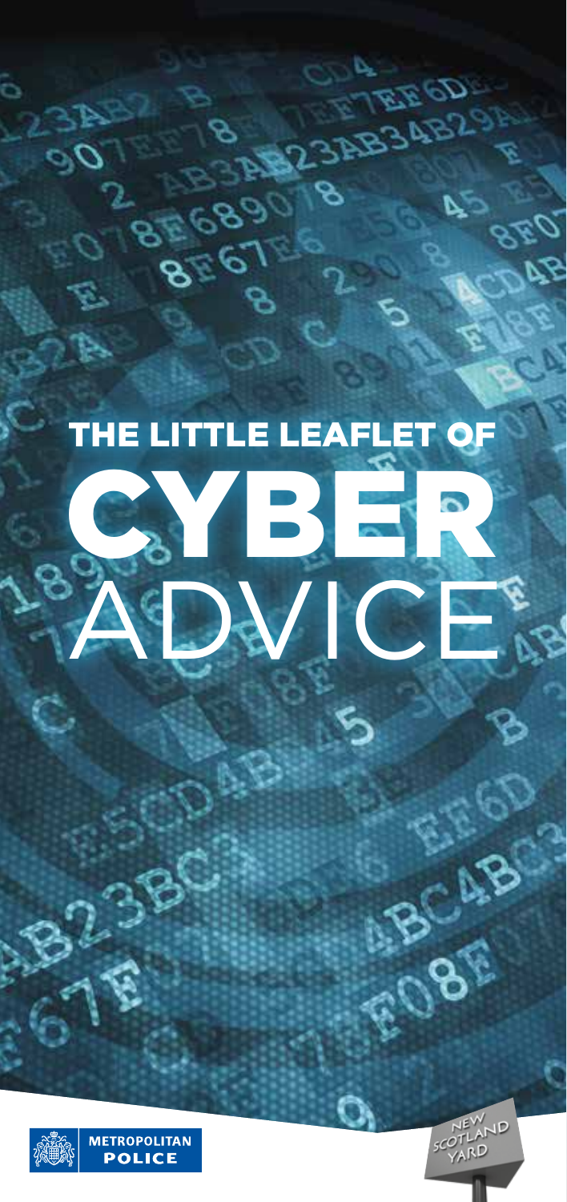# THE LITTLE LEAFLET OF CYBER ADVICE

METROPOLITAN POLICE

NEW SCOTLAND YARD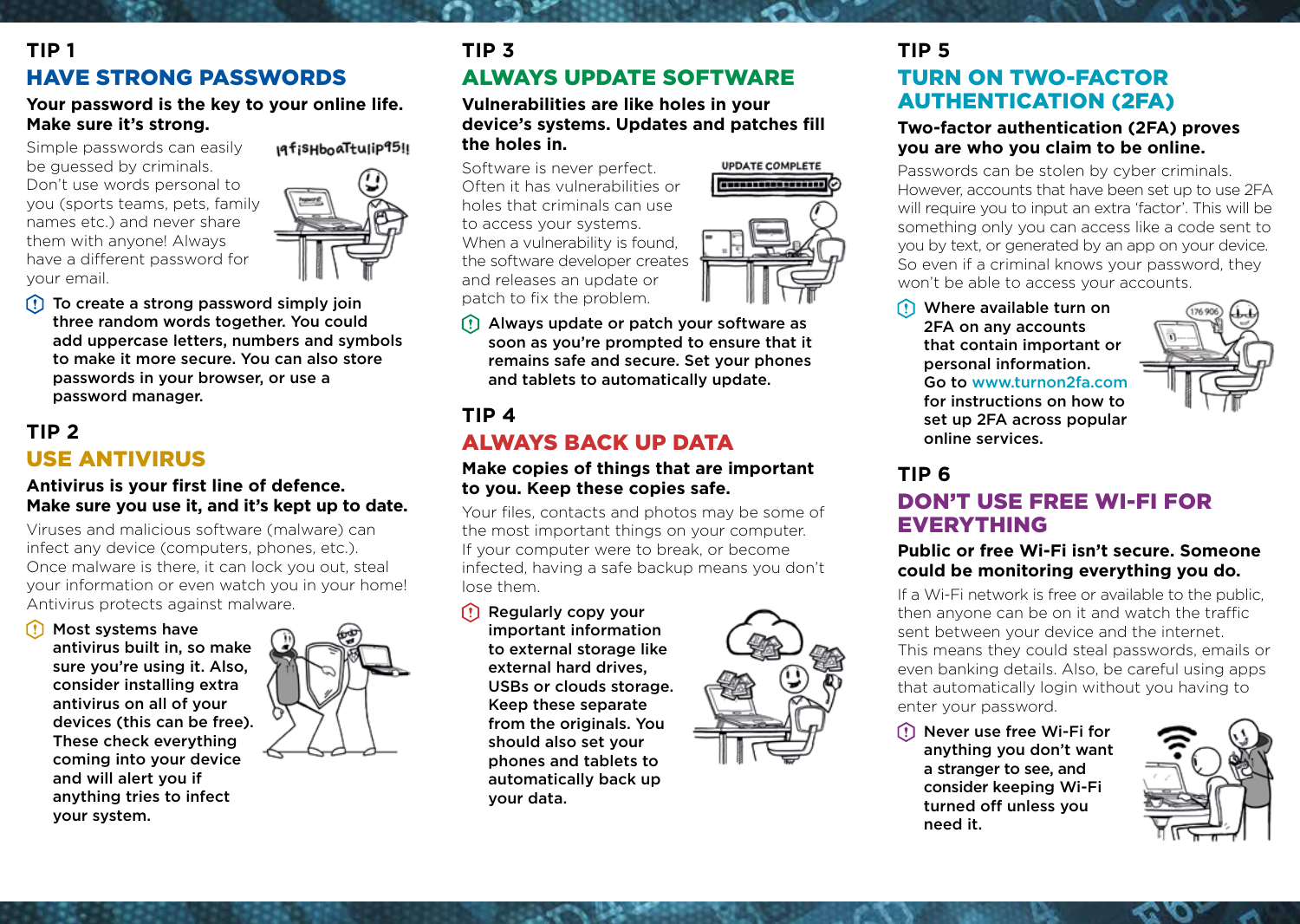## TIP 1

## HAVE STRONG PASSWORDS

**Your password is the key to your online life. Make sure it's strong.**

Simple passwords can easily be guessed by criminals. Don't use words personal to you (sports teams, pets, family names etc.) and never share them with anyone! Always have a different password for your email.

**To create a strong password simply join three random words together. You could add uppercase letters, numbers and symbols to make it more secure. You can also store passwords in your browser, or use a password manager.**

## TIP 2

## USE ANTIVIRUS

**Antivirus is your first line of defence. Make sure you use it, and it's kept up to date.**

Viruses and malicious software (malware) can infect any device (computers, phones, etc.). Once malware is there, it can lock you out, steal your information or even watch you in your home! Antivirus protects against malware.

**Most systems have antivirus built in, so make sure you're using it. Also, consider installing extra antivirus on all of your devices (this can be free). These check everything coming into your device and will alert you if anything tries to infect your system.**

## TIP 3

## ALWAYS UPDATE SOFTWARE

**Vulnerabilities are like holes in your device's systems. Updates and patches fill the holes in.**

Software is never perfect. Often it has vulnerabilities or holes that criminals can use to access your systems. When a vulnerability is found, the software developer creates and releases an update or patch to fix the problem.

**Always update or patch your software as soon as you're prompted to ensure that it remains safe and secure. Set your phones and tablets to automatically update.**

## TIP 4

## ALWAYS BACK UP DATA

**Make copies of things that are important to you. Keep these copies safe.**

Your files, contacts and photos may be some of the most important things on your computer. If your computer were to break, or become infected, having a safe backup means you don't lose them.

**Regularly copy your important information to external storage like external hard drives, USBs or clouds storage. Keep these separate from the originals. You should also set your phones and tablets to automatically back up your data.**

## TIP 5

## TURN ON TWO-FACTOR AUTHENTICATION (2FA)

**Two-factor authentication (2FA) proves you are who you claim to be online.**

Passwords can be stolen by cyber criminals. However, accounts that have been set up to use 2FA will require you to input an extra 'factor'. This will be something only you can access like a code sent to you by text, or generated by an app on your device. So even if a criminal knows your password, they won't be able to access your accounts.

**Where available turn on 2FA on any accounts that contain important or personal information. Go to www.turnon2fa.com for instructions on how to set up 2FA across popular online services.**

## TIP 6

## DON'T USE FREE WI-FI FOR EVERYTHING

**Public or free Wi-Fi isn't secure. Someone could be monitoring everything you do.**

If a Wi-Fi network is free or available to the public, then anyone can be on it and watch the traffic sent between your device and the internet. This means they could steal passwords, emails or even banking details. Also, be careful using apps that automatically login without you having to enter your password.

**Never use free Wi-Fi for anything you don't want a stranger to see, and consider keeping Wi-Fi turned off unless you need it.**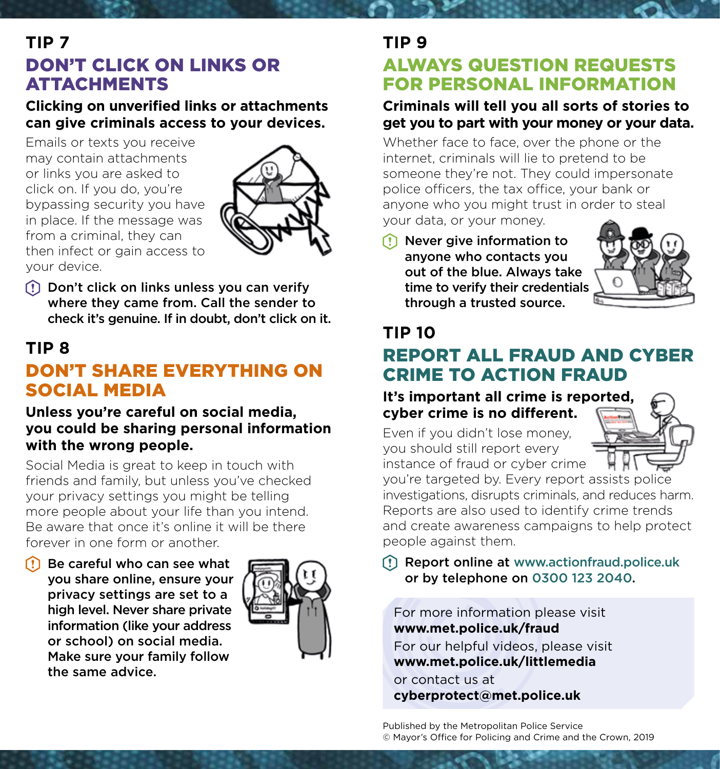## TIP 7

## DON'T CLICK ON LINKS OR ATTACHMENTS

**Clicking on unverified links or attachments can give criminals access to your devices.**

Emails or texts you receive may contain attachments or links you are asked to click on. If you do, you're bypassing security you have in place. If the message was from a criminal, they can then infect or gain access to your device.

**Don't click on links unless you can verify where they came from. Call the sender to check it's genuine. If in doubt, don't click on it.**

## TIP 8

## DON'T SHARE EVERYTHING ON SOCIAL MEDIA

**Unless you're careful on social media, you could be sharing personal information with the wrong people.**

Social Media is great to keep in touch with friends and family, but unless you've checked your privacy settings you might be telling more people about your life than you intend. Be aware that once it's online it will be there forever in one form or another.

**Be careful who can see what you share online, ensure your privacy settings are set to a high level. Never share private information (like your address or school) on social media. Make sure your family follow the same advice.**

## TIP 9

## ALWAYS QUESTION REQUESTS FOR PERSONAL INFORMATION

**Criminals will tell you all sorts of stories to get you to part with your money or your data.**

Whether face to face, over the phone or the internet, criminals will lie to pretend to be someone they're not. They could impersonate police officers, the tax office, your bank or anyone who you might trust in order to steal your data, or your money.

**Never give information to anyone who contacts you out of the blue. Always take time to verify their credentials through a trusted source.**

## TIP 10

## REPORT ALL FRAUD AND CYBER CRIME TO ACTION FRAUD

**It's important all crime is reported, cyber crime is no different.**

Even if you didn't lose money, you should still report every instance of fraud or cyber crime you're targeted by. Every report assists police investigations, disrupts criminals, and reduces harm. Reports are also used to identify crime trends and create awareness campaigns to help protect people against them.

**Report online at www.actionfraud.police.uk or by telephone on 0300 123 2040.**

For more information please visit
**www.met.police.uk/fraud**
For our helpful videos, please visit
**www.met.police.uk/littlemedia**
or contact us at
**cyberprotect@met.police.uk**

Published by the Metropolitan Police Service
© Mayor's Office for Policing and Crime and the Crown, 2019